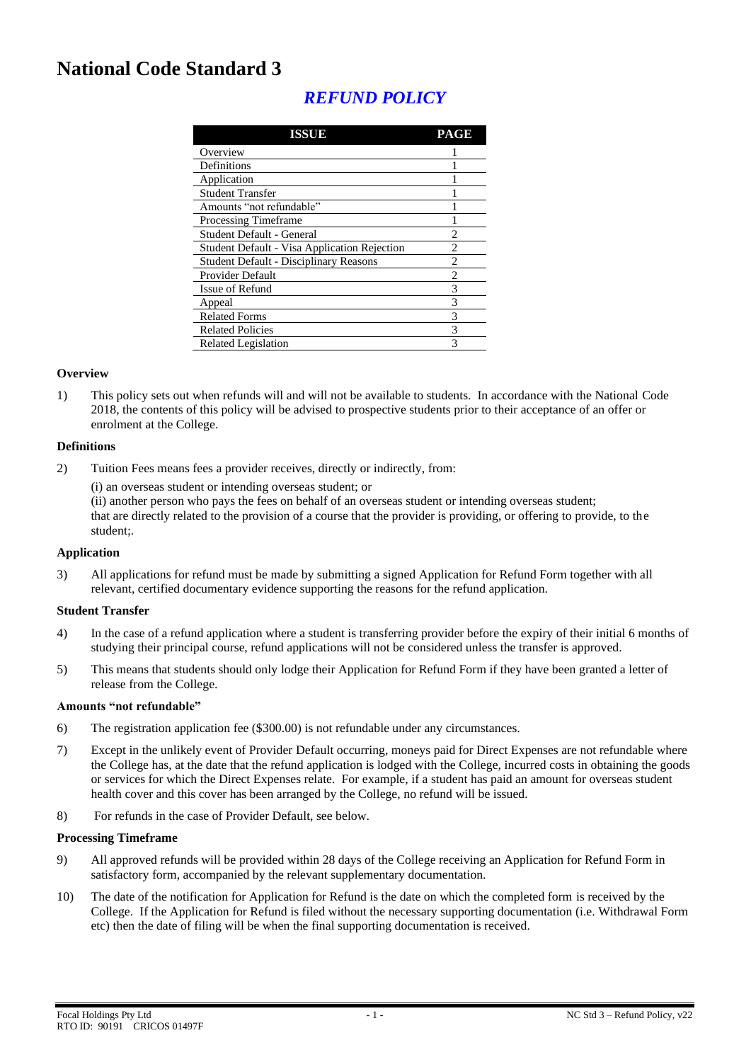# National Code Standard 3

## *REFUND POLICY*

| ISSUE | PAGE |
|---|---|
| Overview | 1 |
| Definitions | 1 |
| Application | 1 |
| Student Transfer | 1 |
| Amounts "not refundable" | 1 |
| Processing Timeframe | 1 |
| Student Default - General | 2 |
| Student Default - Visa Application Rejection | 2 |
| Student Default - Disciplinary Reasons | 2 |
| Provider Default | 2 |
| Issue of Refund | 3 |
| Appeal | 3 |
| Related Forms | 3 |
| Related Policies | 3 |
| Related Legislation | 3 |

**Overview**

1) This policy sets out when refunds will and will not be available to students. In accordance with the National Code 2018, the contents of this policy will be advised to prospective students prior to their acceptance of an offer or enrolment at the College.

**Definitions**

2) Tuition Fees means fees a provider receives, directly or indirectly, from:

   (i) an overseas student or intending overseas student; or
   (ii) another person who pays the fees on behalf of an overseas student or intending overseas student;
   that are directly related to the provision of a course that the provider is providing, or offering to provide, to the student;.

**Application**

3) All applications for refund must be made by submitting a signed Application for Refund Form together with all relevant, certified documentary evidence supporting the reasons for the refund application.

**Student Transfer**

4) In the case of a refund application where a student is transferring provider before the expiry of their initial 6 months of studying their principal course, refund applications will not be considered unless the transfer is approved.

5) This means that students should only lodge their Application for Refund Form if they have been granted a letter of release from the College.

**Amounts "not refundable"**

6) The registration application fee ($300.00) is not refundable under any circumstances.

7) Except in the unlikely event of Provider Default occurring, moneys paid for Direct Expenses are not refundable where the College has, at the date that the refund application is lodged with the College, incurred costs in obtaining the goods or services for which the Direct Expenses relate. For example, if a student has paid an amount for overseas student health cover and this cover has been arranged by the College, no refund will be issued.

8) For refunds in the case of Provider Default, see below.

**Processing Timeframe**

9) All approved refunds will be provided within 28 days of the College receiving an Application for Refund Form in satisfactory form, accompanied by the relevant supplementary documentation.

10) The date of the notification for Application for Refund is the date on which the completed form is received by the College. If the Application for Refund is filed without the necessary supporting documentation (i.e. Withdrawal Form etc) then the date of filing will be when the final supporting documentation is received.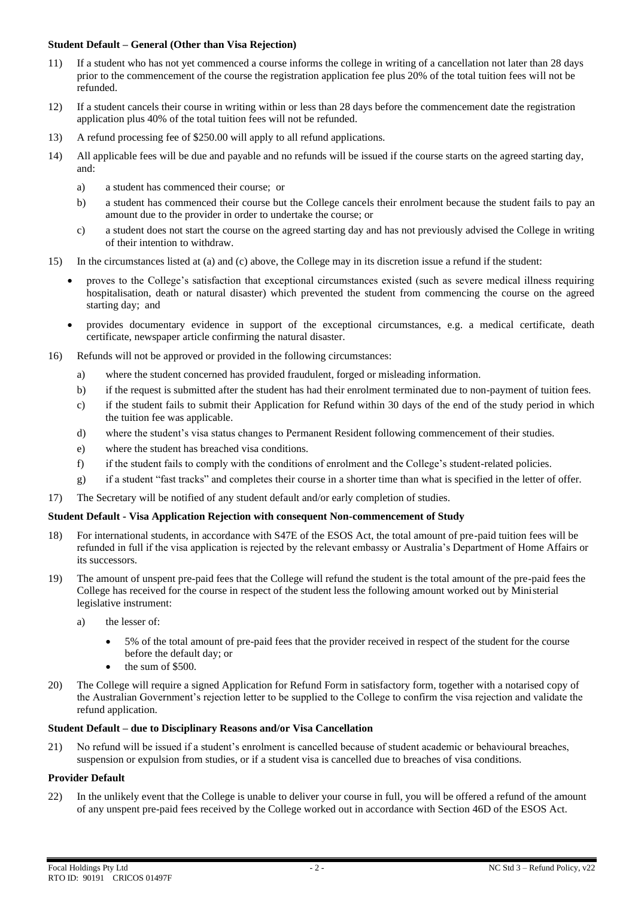**Student Default – General (Other than Visa Rejection)**

11) If a student who has not yet commenced a course informs the college in writing of a cancellation not later than 28 days prior to the commencement of the course the registration application fee plus 20% of the total tuition fees will not be refunded.

12) If a student cancels their course in writing within or less than 28 days before the commencement date the registration application plus 40% of the total tuition fees will not be refunded.

13) A refund processing fee of $250.00 will apply to all refund applications.

14) All applicable fees will be due and payable and no refunds will be issued if the course starts on the agreed starting day, and:

   a) a student has commenced their course; or

   b) a student has commenced their course but the College cancels their enrolment because the student fails to pay an amount due to the provider in order to undertake the course; or

   c) a student does not start the course on the agreed starting day and has not previously advised the College in writing of their intention to withdraw.

15) In the circumstances listed at (a) and (c) above, the College may in its discretion issue a refund if the student:

   - proves to the College's satisfaction that exceptional circumstances existed (such as severe medical illness requiring hospitalisation, death or natural disaster) which prevented the student from commencing the course on the agreed starting day; and
   - provides documentary evidence in support of the exceptional circumstances, e.g. a medical certificate, death certificate, newspaper article confirming the natural disaster.

16) Refunds will not be approved or provided in the following circumstances:

   a) where the student concerned has provided fraudulent, forged or misleading information.

   b) if the request is submitted after the student has had their enrolment terminated due to non-payment of tuition fees.

   c) if the student fails to submit their Application for Refund within 30 days of the end of the study period in which the tuition fee was applicable.

   d) where the student's visa status changes to Permanent Resident following commencement of their studies.

   e) where the student has breached visa conditions.

   f) if the student fails to comply with the conditions of enrolment and the College's student-related policies.

   g) if a student "fast tracks" and completes their course in a shorter time than what is specified in the letter of offer.

17) The Secretary will be notified of any student default and/or early completion of studies.

**Student Default - Visa Application Rejection with consequent Non-commencement of Study**

18) For international students, in accordance with S47E of the ESOS Act, the total amount of pre-paid tuition fees will be refunded in full if the visa application is rejected by the relevant embassy or Australia's Department of Home Affairs or its successors.

19) The amount of unspent pre-paid fees that the College will refund the student is the total amount of the pre-paid fees the College has received for the course in respect of the student less the following amount worked out by Ministerial legislative instrument:

   a) the lesser of:

      - 5% of the total amount of pre-paid fees that the provider received in respect of the student for the course before the default day; or
      - the sum of $500.

20) The College will require a signed Application for Refund Form in satisfactory form, together with a notarised copy of the Australian Government's rejection letter to be supplied to the College to confirm the visa rejection and validate the refund application.

**Student Default – due to Disciplinary Reasons and/or Visa Cancellation**

21) No refund will be issued if a student's enrolment is cancelled because of student academic or behavioural breaches, suspension or expulsion from studies, or if a student visa is cancelled due to breaches of visa conditions.

**Provider Default**

22) In the unlikely event that the College is unable to deliver your course in full, you will be offered a refund of the amount of any unspent pre-paid fees received by the College worked out in accordance with Section 46D of the ESOS Act.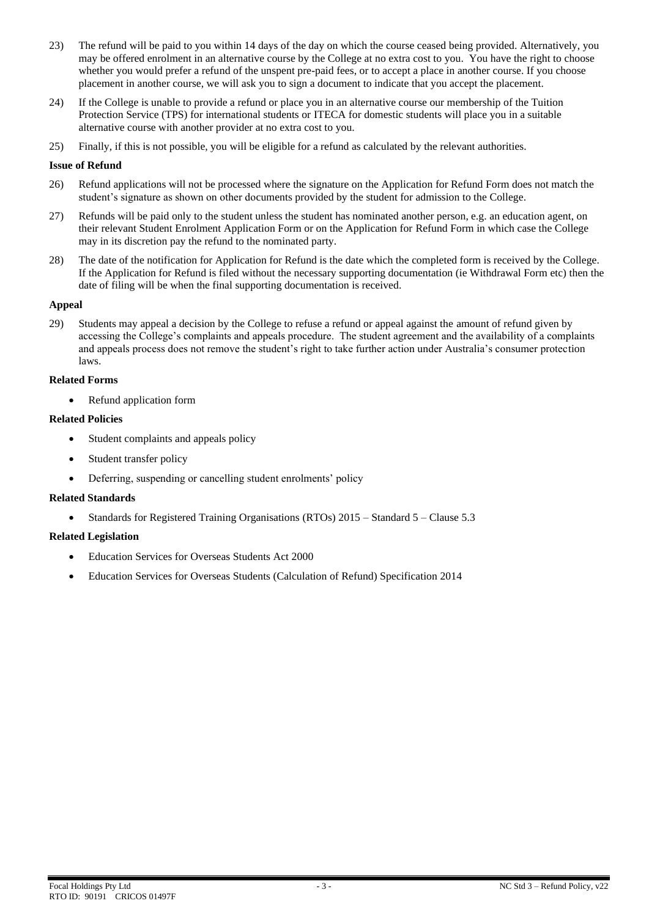23) The refund will be paid to you within 14 days of the day on which the course ceased being provided. Alternatively, you may be offered enrolment in an alternative course by the College at no extra cost to you. You have the right to choose whether you would prefer a refund of the unspent pre-paid fees, or to accept a place in another course. If you choose placement in another course, we will ask you to sign a document to indicate that you accept the placement.

24) If the College is unable to provide a refund or place you in an alternative course our membership of the Tuition Protection Service (TPS) for international students or ITECA for domestic students will place you in a suitable alternative course with another provider at no extra cost to you.

25) Finally, if this is not possible, you will be eligible for a refund as calculated by the relevant authorities.

**Issue of Refund**

26) Refund applications will not be processed where the signature on the Application for Refund Form does not match the student's signature as shown on other documents provided by the student for admission to the College.

27) Refunds will be paid only to the student unless the student has nominated another person, e.g. an education agent, on their relevant Student Enrolment Application Form or on the Application for Refund Form in which case the College may in its discretion pay the refund to the nominated party.

28) The date of the notification for Application for Refund is the date which the completed form is received by the College. If the Application for Refund is filed without the necessary supporting documentation (ie Withdrawal Form etc) then the date of filing will be when the final supporting documentation is received.

**Appeal**

29) Students may appeal a decision by the College to refuse a refund or appeal against the amount of refund given by accessing the College's complaints and appeals procedure. The student agreement and the availability of a complaints and appeals process does not remove the student's right to take further action under Australia's consumer protection laws.

**Related Forms**

- Refund application form

**Related Policies**

- Student complaints and appeals policy
- Student transfer policy
- Deferring, suspending or cancelling student enrolments' policy

**Related Standards**

- Standards for Registered Training Organisations (RTOs) 2015 – Standard 5 – Clause 5.3

**Related Legislation**

- Education Services for Overseas Students Act 2000
- Education Services for Overseas Students (Calculation of Refund) Specification 2014